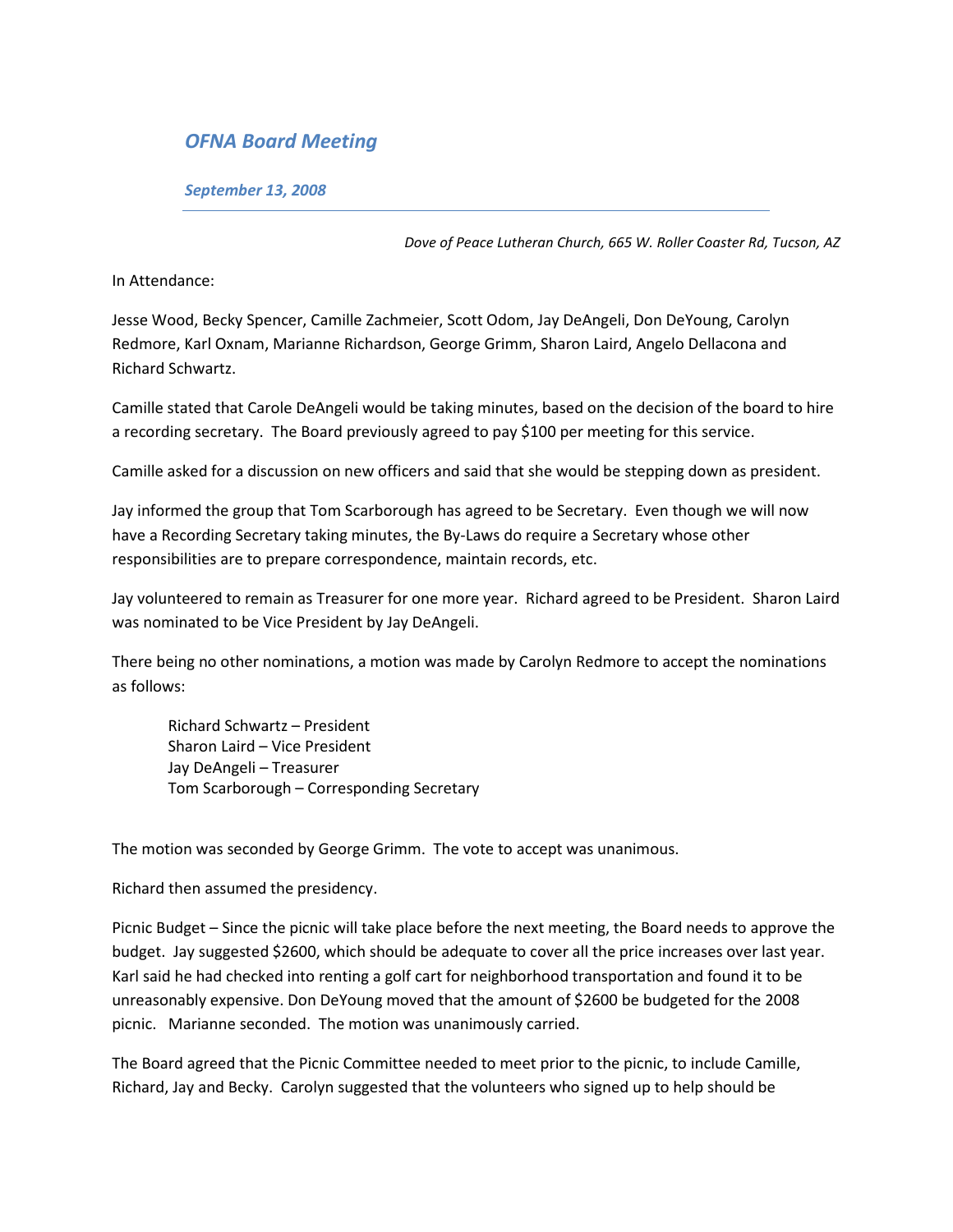# *OFNA Board Meeting*

## *September 13, 2008*

---

*Dove of Peace Lutheran Church, 665 W. Roller Coaster Rd, Tucson, AZ*

In Attendance:

Jesse Wood, Becky Spencer, Camille Zachmeier, Scott Odom, Jay DeAngeli, Don DeYoung, Carolyn Redmore, Karl Oxnam, Marianne Richardson, George Grimm, Sharon Laird, Angelo Dellacona and Richard Schwartz.

Camille stated that Carole DeAngeli would be taking minutes, based on the decision of the board to hire a recording secretary. The Board previously agreed to pay $100 per meeting for this service.

Camille asked for a discussion on new officers and said that she would be stepping down as president.

Jay informed the group that Tom Scarborough has agreed to be Secretary. Even though we will now have a Recording Secretary taking minutes, the By-Laws do require a Secretary whose other responsibilities are to prepare correspondence, maintain records, etc.

Jay volunteered to remain as Treasurer for one more year. Richard agreed to be President. Sharon Laird was nominated to be Vice President by Jay DeAngeli.

There being no other nominations, a motion was made by Carolyn Redmore to accept the nominations as follows:

> Richard Schwartz – President
> Sharon Laird – Vice President
> Jay DeAngeli – Treasurer
> Tom Scarborough – Corresponding Secretary

The motion was seconded by George Grimm. The vote to accept was unanimous.

Richard then assumed the presidency.

Picnic Budget – Since the picnic will take place before the next meeting, the Board needs to approve the budget. Jay suggested $2600, which should be adequate to cover all the price increases over last year. Karl said he had checked into renting a golf cart for neighborhood transportation and found it to be unreasonably expensive. Don DeYoung moved that the amount of $2600 be budgeted for the 2008 picnic. Marianne seconded. The motion was unanimously carried.

The Board agreed that the Picnic Committee needed to meet prior to the picnic, to include Camille, Richard, Jay and Becky. Carolyn suggested that the volunteers who signed up to help should be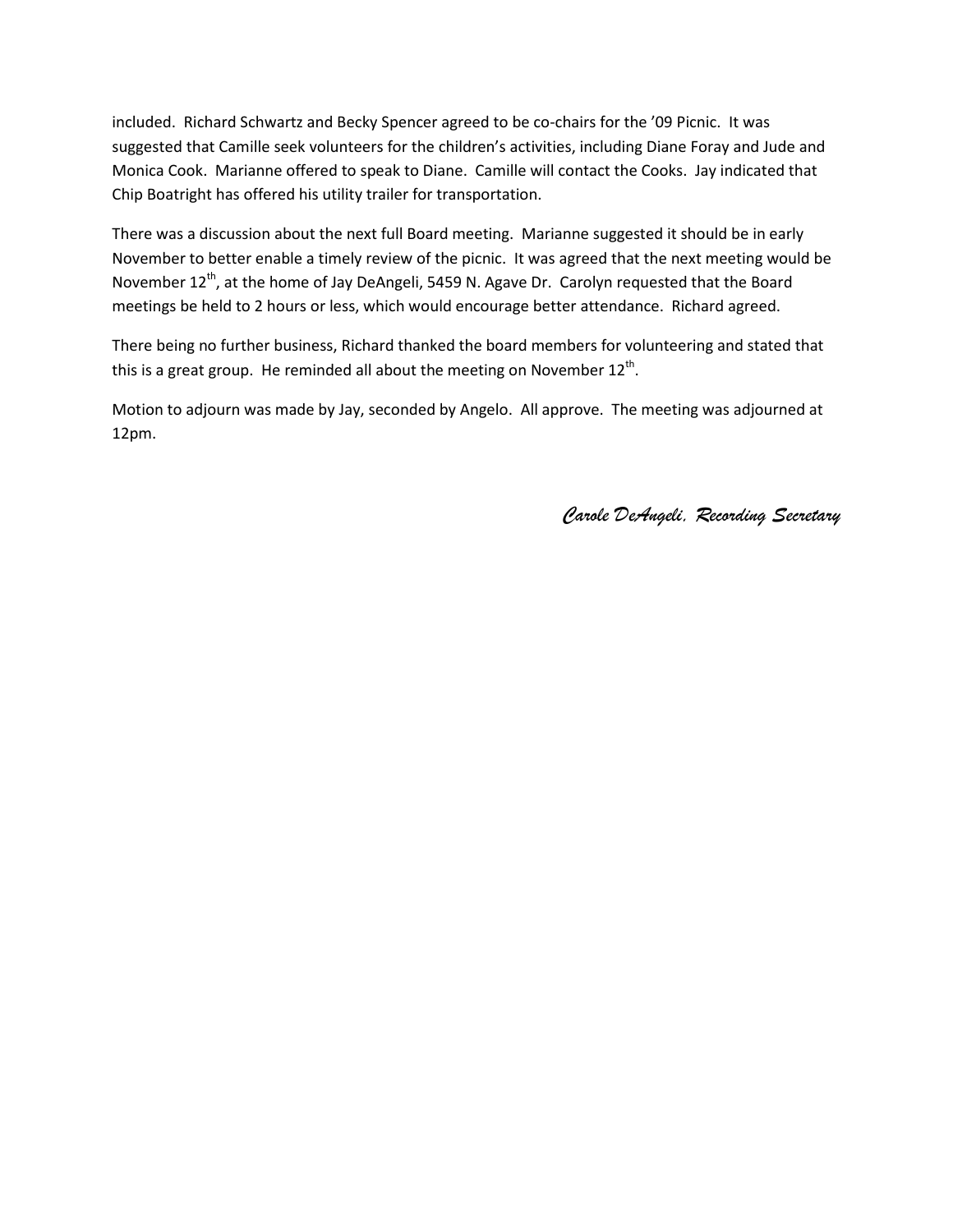included. Richard Schwartz and Becky Spencer agreed to be co-chairs for the '09 Picnic. It was suggested that Camille seek volunteers for the children's activities, including Diane Foray and Jude and Monica Cook. Marianne offered to speak to Diane. Camille will contact the Cooks. Jay indicated that Chip Boatright has offered his utility trailer for transportation.

There was a discussion about the next full Board meeting. Marianne suggested it should be in early November to better enable a timely review of the picnic. It was agreed that the next meeting would be November 12th, at the home of Jay DeAngeli, 5459 N. Agave Dr. Carolyn requested that the Board meetings be held to 2 hours or less, which would encourage better attendance. Richard agreed.

There being no further business, Richard thanked the board members for volunteering and stated that this is a great group. He reminded all about the meeting on November 12th.

Motion to adjourn was made by Jay, seconded by Angelo. All approve. The meeting was adjourned at 12pm.

*Carole DeAngeli, Recording Secretary*